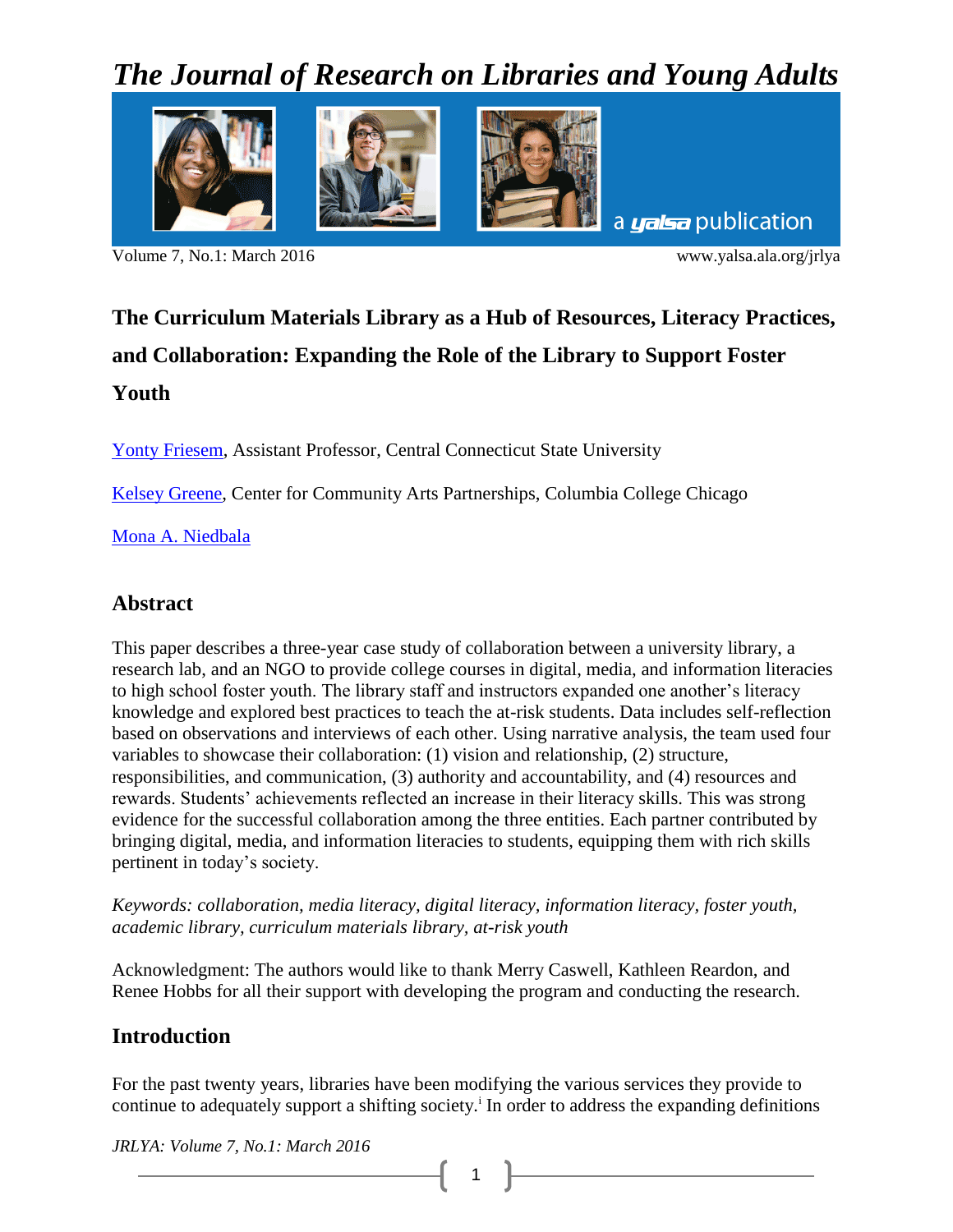# The Journal of Research on Libraries and Young Adults

## The Curriculum Materials Library as a Hub of Resources, Literacy Practices, and Collaboration: Expanding the Role of the Library to Support Foster Youth

Yonty Friesem, Assistant Professor, Central Connecticut State University

Kelsey Greene, Center for Community Arts Partnerships, Columbia College Chicago

Mona A. Niedbala

## Abstract

This paper describes a three-year case study of collaboration between a university library, a research lab, and an NGO to provide college courses in digital, media, and information literacies to high school foster youth. The library staff and instructors expanded one another's literacy knowledge and explored best practices to teach the at-risk students. Data includes self-reflection based on observations and interviews of each other. Using narrative analysis, the team used four variables to showcase their collaboration: (1) vision and relationship, (2) structure, responsibilities, and communication, (3) authority and accountability, and (4) resources and rewards. Students' achievements reflected an increase in their literacy skills. This was strong evidence for the successful collaboration among the three entities. Each partner contributed by bringing digital, media, and information literacies to students, equipping them with rich skills pertinent in today's society.

*Keywords: collaboration, media literacy, digital literacy, information literacy, foster youth, academic library, curriculum materials library, at-risk youth*

Acknowledgment: The authors would like to thank Merry Caswell, Kathleen Reardon, and Renee Hobbs for all their support with developing the program and conducting the research.

## Introduction

For the past twenty years, libraries have been modifying the various services they provide to continue to adequately support a shifting society.[i] In order to address the expanding definitions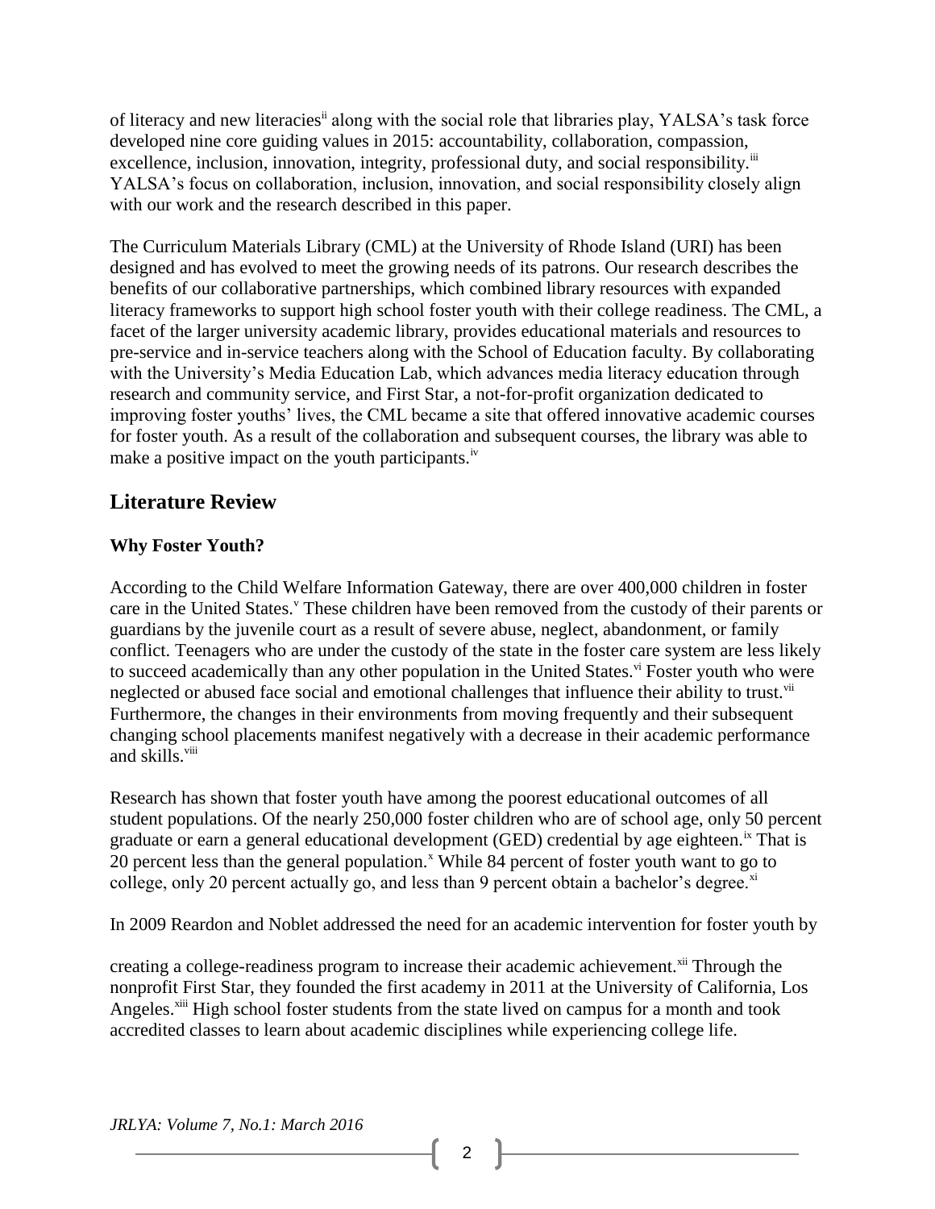of literacy and new literacies[ii] along with the social role that libraries play, YALSA's task force developed nine core guiding values in 2015: accountability, collaboration, compassion, excellence, inclusion, innovation, integrity, professional duty, and social responsibility.[iii] YALSA's focus on collaboration, inclusion, innovation, and social responsibility closely align with our work and the research described in this paper.

The Curriculum Materials Library (CML) at the University of Rhode Island (URI) has been designed and has evolved to meet the growing needs of its patrons. Our research describes the benefits of our collaborative partnerships, which combined library resources with expanded literacy frameworks to support high school foster youth with their college readiness. The CML, a facet of the larger university academic library, provides educational materials and resources to pre-service and in-service teachers along with the School of Education faculty. By collaborating with the University's Media Education Lab, which advances media literacy education through research and community service, and First Star, a not-for-profit organization dedicated to improving foster youths' lives, the CML became a site that offered innovative academic courses for foster youth. As a result of the collaboration and subsequent courses, the library was able to make a positive impact on the youth participants.[iv]

## Literature Review

### Why Foster Youth?

According to the Child Welfare Information Gateway, there are over 400,000 children in foster care in the United States.[v] These children have been removed from the custody of their parents or guardians by the juvenile court as a result of severe abuse, neglect, abandonment, or family conflict. Teenagers who are under the custody of the state in the foster care system are less likely to succeed academically than any other population in the United States.[vi] Foster youth who were neglected or abused face social and emotional challenges that influence their ability to trust.[vii] Furthermore, the changes in their environments from moving frequently and their subsequent changing school placements manifest negatively with a decrease in their academic performance and skills.[viii]

Research has shown that foster youth have among the poorest educational outcomes of all student populations. Of the nearly 250,000 foster children who are of school age, only 50 percent graduate or earn a general educational development (GED) credential by age eighteen.[ix] That is 20 percent less than the general population.[x] While 84 percent of foster youth want to go to college, only 20 percent actually go, and less than 9 percent obtain a bachelor's degree.[xi]

In 2009 Reardon and Noblet addressed the need for an academic intervention for foster youth by creating a college-readiness program to increase their academic achievement.[xii] Through the nonprofit First Star, they founded the first academy in 2011 at the University of California, Los Angeles.[xiii] High school foster students from the state lived on campus for a month and took accredited classes to learn about academic disciplines while experiencing college life.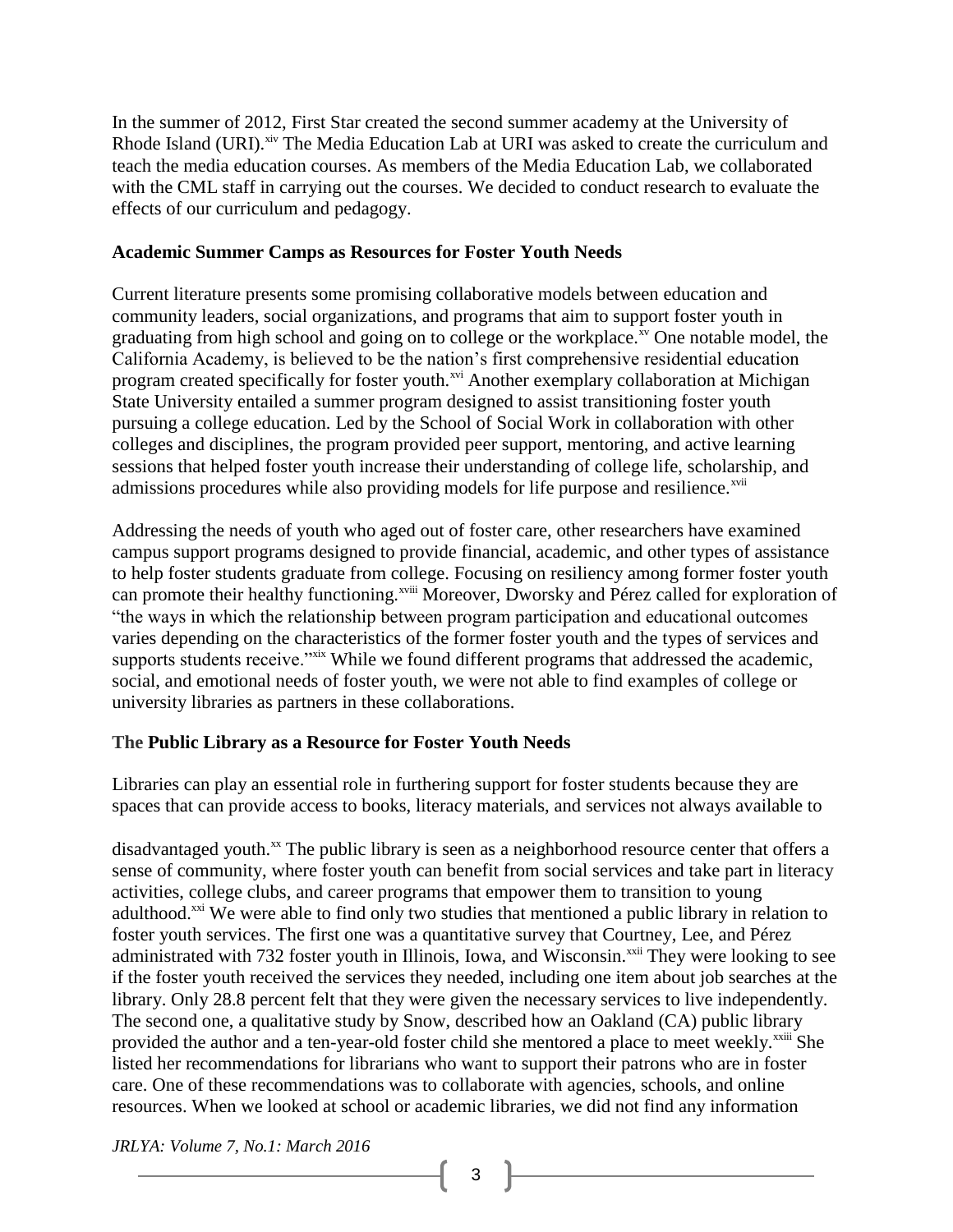In the summer of 2012, First Star created the second summer academy at the University of Rhode Island (URI).[xiv] The Media Education Lab at URI was asked to create the curriculum and teach the media education courses. As members of the Media Education Lab, we collaborated with the CML staff in carrying out the courses. We decided to conduct research to evaluate the effects of our curriculum and pedagogy.

### Academic Summer Camps as Resources for Foster Youth Needs

Current literature presents some promising collaborative models between education and community leaders, social organizations, and programs that aim to support foster youth in graduating from high school and going on to college or the workplace.[xv] One notable model, the California Academy, is believed to be the nation's first comprehensive residential education program created specifically for foster youth.[xvi] Another exemplary collaboration at Michigan State University entailed a summer program designed to assist transitioning foster youth pursuing a college education. Led by the School of Social Work in collaboration with other colleges and disciplines, the program provided peer support, mentoring, and active learning sessions that helped foster youth increase their understanding of college life, scholarship, and admissions procedures while also providing models for life purpose and resilience.[xvii]

Addressing the needs of youth who aged out of foster care, other researchers have examined campus support programs designed to provide financial, academic, and other types of assistance to help foster students graduate from college. Focusing on resiliency among former foster youth can promote their healthy functioning.[xviii] Moreover, Dworsky and Pérez called for exploration of "the ways in which the relationship between program participation and educational outcomes varies depending on the characteristics of the former foster youth and the types of services and supports students receive."[xix] While we found different programs that addressed the academic, social, and emotional needs of foster youth, we were not able to find examples of college or university libraries as partners in these collaborations.

### The Public Library as a Resource for Foster Youth Needs

Libraries can play an essential role in furthering support for foster students because they are spaces that can provide access to books, literacy materials, and services not always available to disadvantaged youth.[xx] The public library is seen as a neighborhood resource center that offers a sense of community, where foster youth can benefit from social services and take part in literacy activities, college clubs, and career programs that empower them to transition to young adulthood.[xxi] We were able to find only two studies that mentioned a public library in relation to foster youth services. The first one was a quantitative survey that Courtney, Lee, and Pérez administrated with 732 foster youth in Illinois, Iowa, and Wisconsin.[xxii] They were looking to see if the foster youth received the services they needed, including one item about job searches at the library. Only 28.8 percent felt that they were given the necessary services to live independently. The second one, a qualitative study by Snow, described how an Oakland (CA) public library provided the author and a ten-year-old foster child she mentored a place to meet weekly.[xxiii] She listed her recommendations for librarians who want to support their patrons who are in foster care. One of these recommendations was to collaborate with agencies, schools, and online resources. When we looked at school or academic libraries, we did not find any information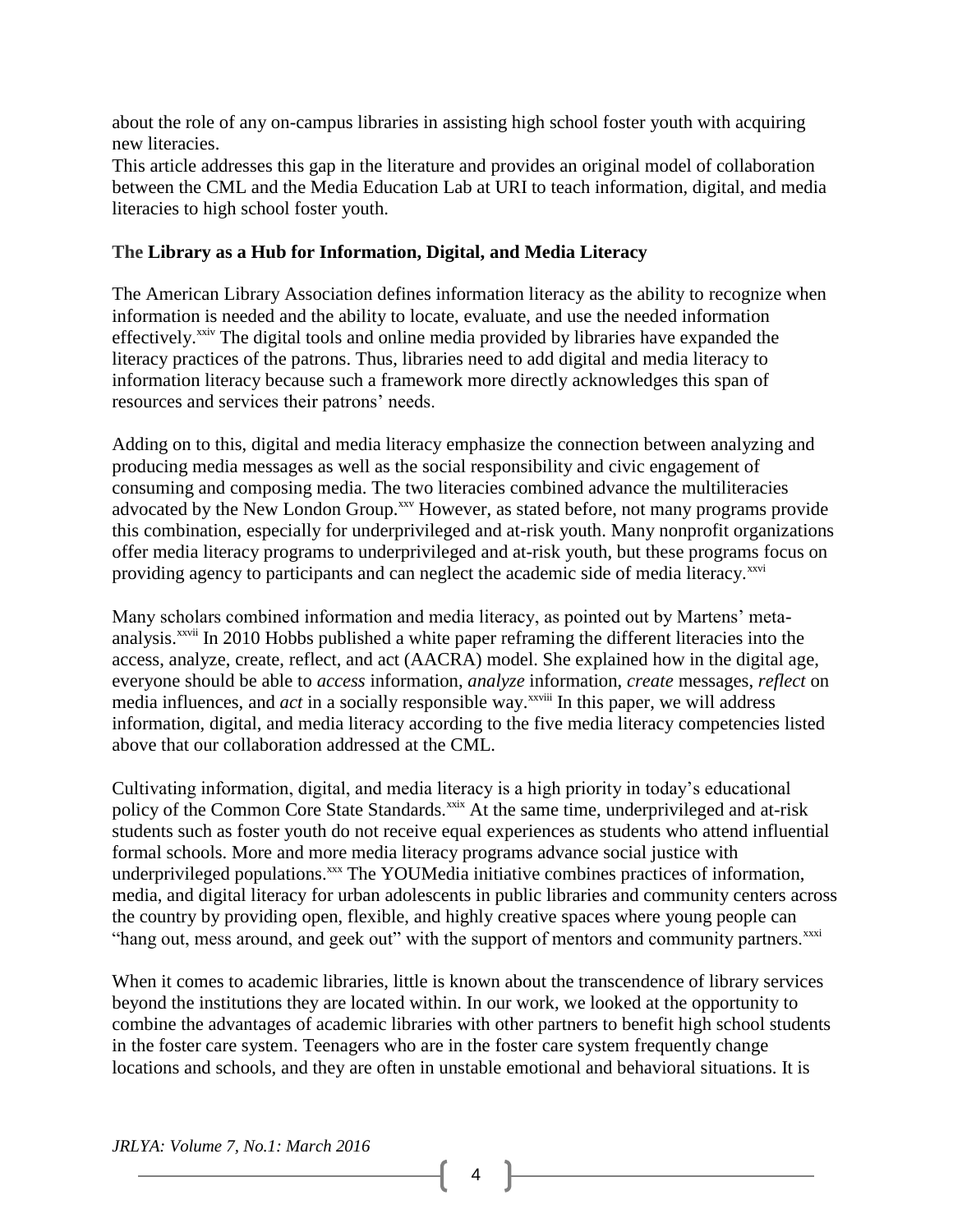about the role of any on-campus libraries in assisting high school foster youth with acquiring new literacies.

This article addresses this gap in the literature and provides an original model of collaboration between the CML and the Media Education Lab at URI to teach information, digital, and media literacies to high school foster youth.

## The Library as a Hub for Information, Digital, and Media Literacy

The American Library Association defines information literacy as the ability to recognize when information is needed and the ability to locate, evaluate, and use the needed information effectively.[xxiv] The digital tools and online media provided by libraries have expanded the literacy practices of the patrons. Thus, libraries need to add digital and media literacy to information literacy because such a framework more directly acknowledges this span of resources and services their patrons' needs.

Adding on to this, digital and media literacy emphasize the connection between analyzing and producing media messages as well as the social responsibility and civic engagement of consuming and composing media. The two literacies combined advance the multiliteracies advocated by the New London Group.[xxv] However, as stated before, not many programs provide this combination, especially for underprivileged and at-risk youth. Many nonprofit organizations offer media literacy programs to underprivileged and at-risk youth, but these programs focus on providing agency to participants and can neglect the academic side of media literacy.[xxvi]

Many scholars combined information and media literacy, as pointed out by Martens' meta-analysis.[xxvii] In 2010 Hobbs published a white paper reframing the different literacies into the access, analyze, create, reflect, and act (AACRA) model. She explained how in the digital age, everyone should be able to *access* information, *analyze* information, *create* messages, *reflect* on media influences, and *act* in a socially responsible way.[xxviii] In this paper, we will address information, digital, and media literacy according to the five media literacy competencies listed above that our collaboration addressed at the CML.

Cultivating information, digital, and media literacy is a high priority in today's educational policy of the Common Core State Standards.[xxix] At the same time, underprivileged and at-risk students such as foster youth do not receive equal experiences as students who attend influential formal schools. More and more media literacy programs advance social justice with underprivileged populations.[xxx] The YOUMedia initiative combines practices of information, media, and digital literacy for urban adolescents in public libraries and community centers across the country by providing open, flexible, and highly creative spaces where young people can "hang out, mess around, and geek out" with the support of mentors and community partners.[xxxi]

When it comes to academic libraries, little is known about the transcendence of library services beyond the institutions they are located within. In our work, we looked at the opportunity to combine the advantages of academic libraries with other partners to benefit high school students in the foster care system. Teenagers who are in the foster care system frequently change locations and schools, and they are often in unstable emotional and behavioral situations. It is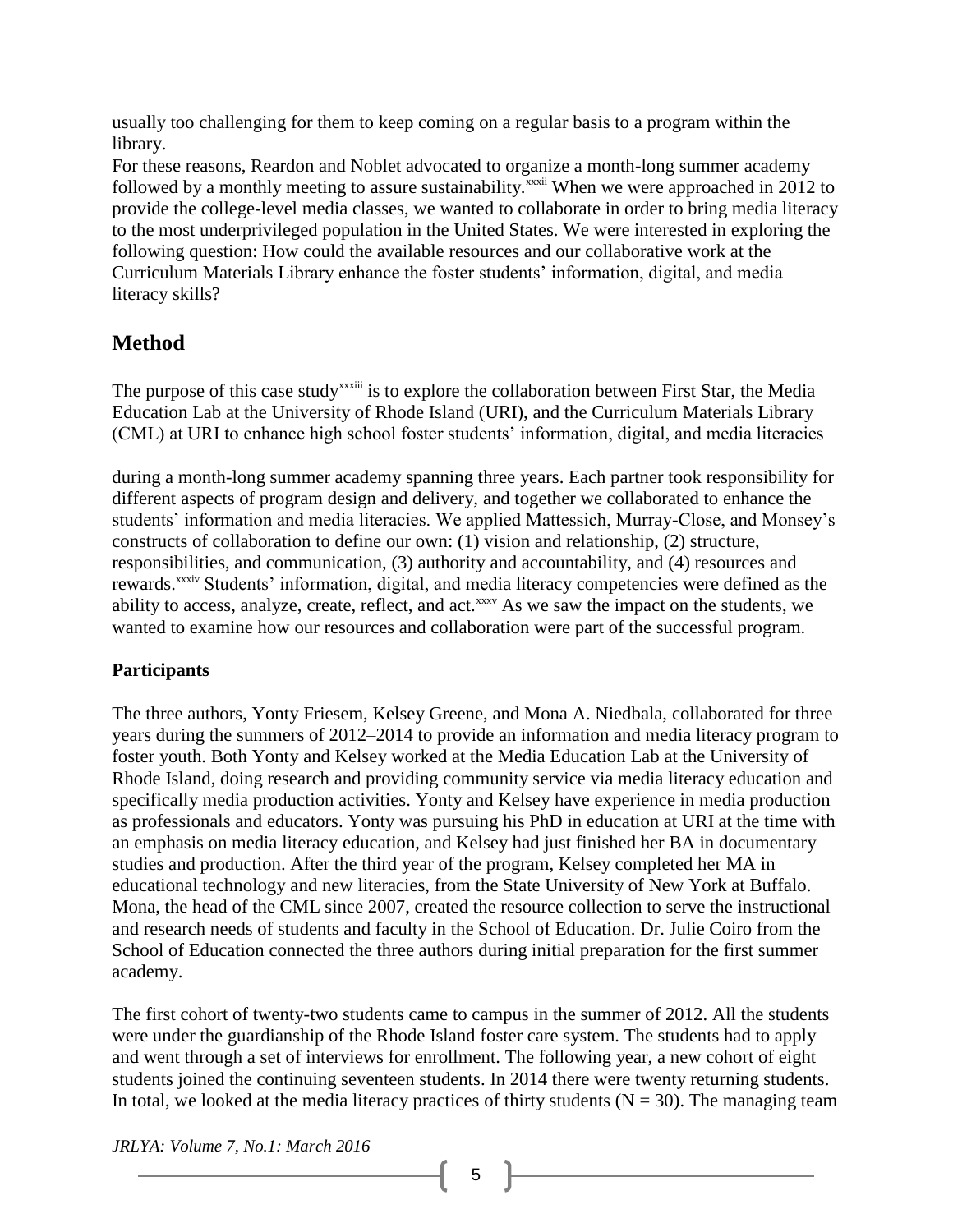usually too challenging for them to keep coming on a regular basis to a program within the library.

For these reasons, Reardon and Noblet advocated to organize a month-long summer academy followed by a monthly meeting to assure sustainability.[xxxii] When we were approached in 2012 to provide the college-level media classes, we wanted to collaborate in order to bring media literacy to the most underprivileged population in the United States. We were interested in exploring the following question: How could the available resources and our collaborative work at the Curriculum Materials Library enhance the foster students' information, digital, and media literacy skills?

## Method

The purpose of this case study[xxxiii] is to explore the collaboration between First Star, the Media Education Lab at the University of Rhode Island (URI), and the Curriculum Materials Library (CML) at URI to enhance high school foster students' information, digital, and media literacies

during a month-long summer academy spanning three years. Each partner took responsibility for different aspects of program design and delivery, and together we collaborated to enhance the students' information and media literacies. We applied Mattessich, Murray-Close, and Monsey's constructs of collaboration to define our own: (1) vision and relationship, (2) structure, responsibilities, and communication, (3) authority and accountability, and (4) resources and rewards.[xxxiv] Students' information, digital, and media literacy competencies were defined as the ability to access, analyze, create, reflect, and act.[xxxv] As we saw the impact on the students, we wanted to examine how our resources and collaboration were part of the successful program.

### Participants

The three authors, Yonty Friesem, Kelsey Greene, and Mona A. Niedbala, collaborated for three years during the summers of 2012–2014 to provide an information and media literacy program to foster youth. Both Yonty and Kelsey worked at the Media Education Lab at the University of Rhode Island, doing research and providing community service via media literacy education and specifically media production activities. Yonty and Kelsey have experience in media production as professionals and educators. Yonty was pursuing his PhD in education at URI at the time with an emphasis on media literacy education, and Kelsey had just finished her BA in documentary studies and production. After the third year of the program, Kelsey completed her MA in educational technology and new literacies, from the State University of New York at Buffalo. Mona, the head of the CML since 2007, created the resource collection to serve the instructional and research needs of students and faculty in the School of Education. Dr. Julie Coiro from the School of Education connected the three authors during initial preparation for the first summer academy.

The first cohort of twenty-two students came to campus in the summer of 2012. All the students were under the guardianship of the Rhode Island foster care system. The students had to apply and went through a set of interviews for enrollment. The following year, a new cohort of eight students joined the continuing seventeen students. In 2014 there were twenty returning students. In total, we looked at the media literacy practices of thirty students ($N = 30$). The managing team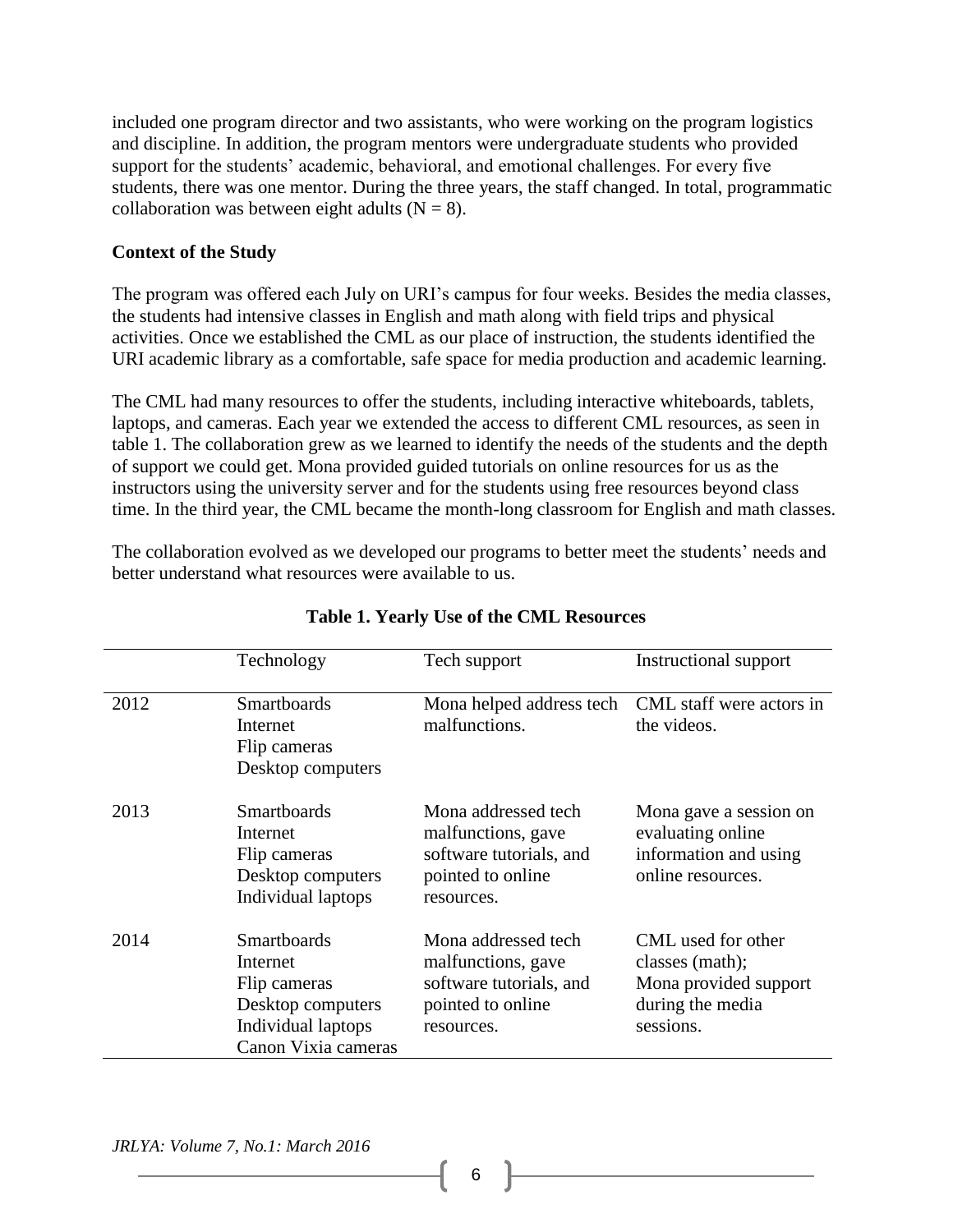included one program director and two assistants, who were working on the program logistics and discipline. In addition, the program mentors were undergraduate students who provided support for the students' academic, behavioral, and emotional challenges. For every five students, there was one mentor. During the three years, the staff changed. In total, programmatic collaboration was between eight adults (N = 8).

**Context of the Study**

The program was offered each July on URI's campus for four weeks. Besides the media classes, the students had intensive classes in English and math along with field trips and physical activities. Once we established the CML as our place of instruction, the students identified the URI academic library as a comfortable, safe space for media production and academic learning.

The CML had many resources to offer the students, including interactive whiteboards, tablets, laptops, and cameras. Each year we extended the access to different CML resources, as seen in table 1. The collaboration grew as we learned to identify the needs of the students and the depth of support we could get. Mona provided guided tutorials on online resources for us as the instructors using the university server and for the students using free resources beyond class time. In the third year, the CML became the month-long classroom for English and math classes.

The collaboration evolved as we developed our programs to better meet the students' needs and better understand what resources were available to us.

**Table 1. Yearly Use of the CML Resources**

| | Technology | Tech support | Instructional support |
|---|---|---|---|
| 2012 | Smartboards<br>Internet<br>Flip cameras<br>Desktop computers | Mona helped address tech malfunctions. | CML staff were actors in the videos. |
| 2013 | Smartboards<br>Internet<br>Flip cameras<br>Desktop computers<br>Individual laptops | Mona addressed tech malfunctions, gave software tutorials, and pointed to online resources. | Mona gave a session on evaluating online information and using online resources. |
| 2014 | Smartboards<br>Internet<br>Flip cameras<br>Desktop computers<br>Individual laptops<br>Canon Vixia cameras | Mona addressed tech malfunctions, gave software tutorials, and pointed to online resources. | CML used for other classes (math);<br>Mona provided support during the media sessions. |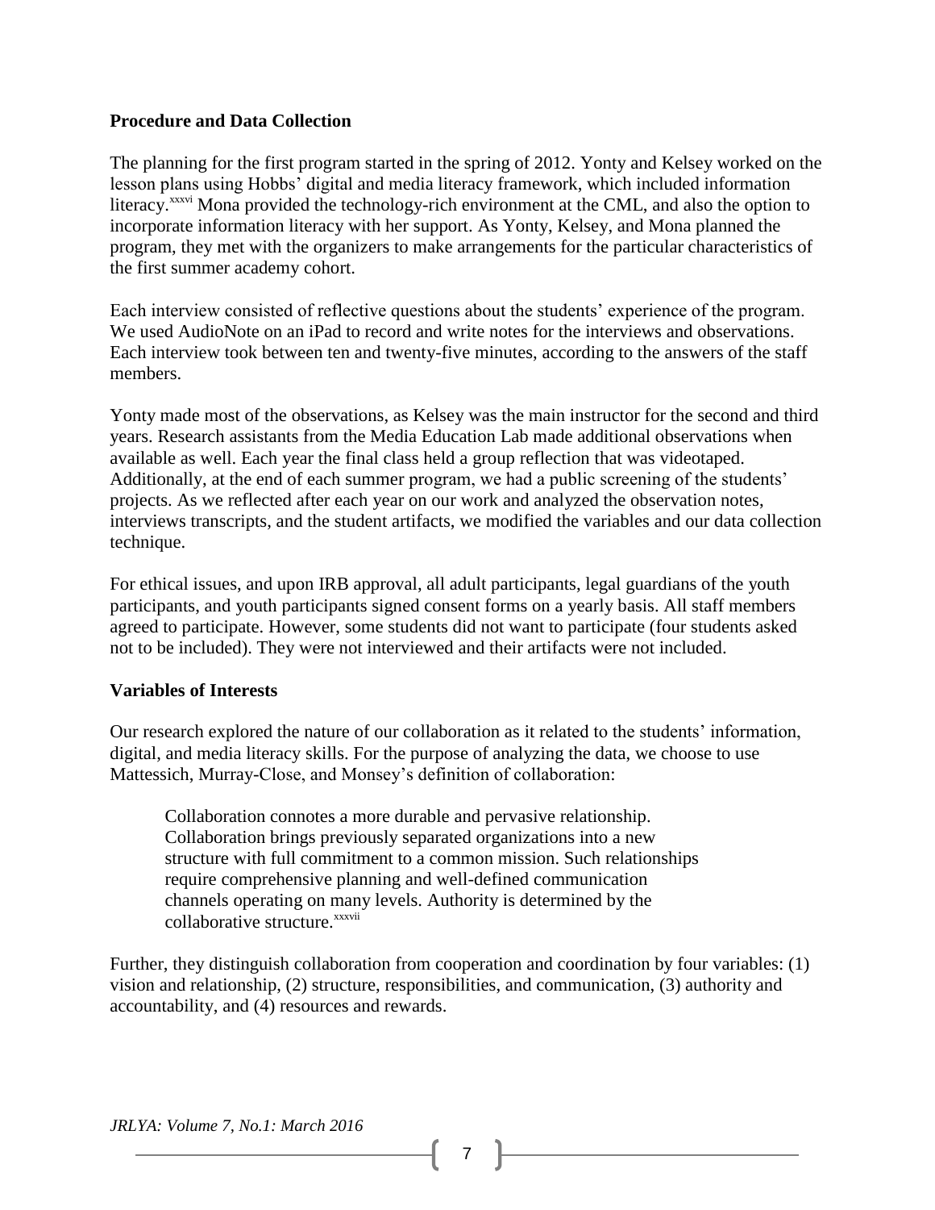### Procedure and Data Collection

The planning for the first program started in the spring of 2012. Yonty and Kelsey worked on the lesson plans using Hobbs' digital and media literacy framework, which included information literacy.[xxxvi] Mona provided the technology-rich environment at the CML, and also the option to incorporate information literacy with her support. As Yonty, Kelsey, and Mona planned the program, they met with the organizers to make arrangements for the particular characteristics of the first summer academy cohort.

Each interview consisted of reflective questions about the students' experience of the program. We used AudioNote on an iPad to record and write notes for the interviews and observations. Each interview took between ten and twenty-five minutes, according to the answers of the staff members.

Yonty made most of the observations, as Kelsey was the main instructor for the second and third years. Research assistants from the Media Education Lab made additional observations when available as well. Each year the final class held a group reflection that was videotaped. Additionally, at the end of each summer program, we had a public screening of the students' projects. As we reflected after each year on our work and analyzed the observation notes, interviews transcripts, and the student artifacts, we modified the variables and our data collection technique.

For ethical issues, and upon IRB approval, all adult participants, legal guardians of the youth participants, and youth participants signed consent forms on a yearly basis. All staff members agreed to participate. However, some students did not want to participate (four students asked not to be included). They were not interviewed and their artifacts were not included.

### Variables of Interests

Our research explored the nature of our collaboration as it related to the students' information, digital, and media literacy skills. For the purpose of analyzing the data, we choose to use Mattessich, Murray-Close, and Monsey's definition of collaboration:

> Collaboration connotes a more durable and pervasive relationship. Collaboration brings previously separated organizations into a new structure with full commitment to a common mission. Such relationships require comprehensive planning and well-defined communication channels operating on many levels. Authority is determined by the collaborative structure.[xxxvii]

Further, they distinguish collaboration from cooperation and coordination by four variables: (1) vision and relationship, (2) structure, responsibilities, and communication, (3) authority and accountability, and (4) resources and rewards.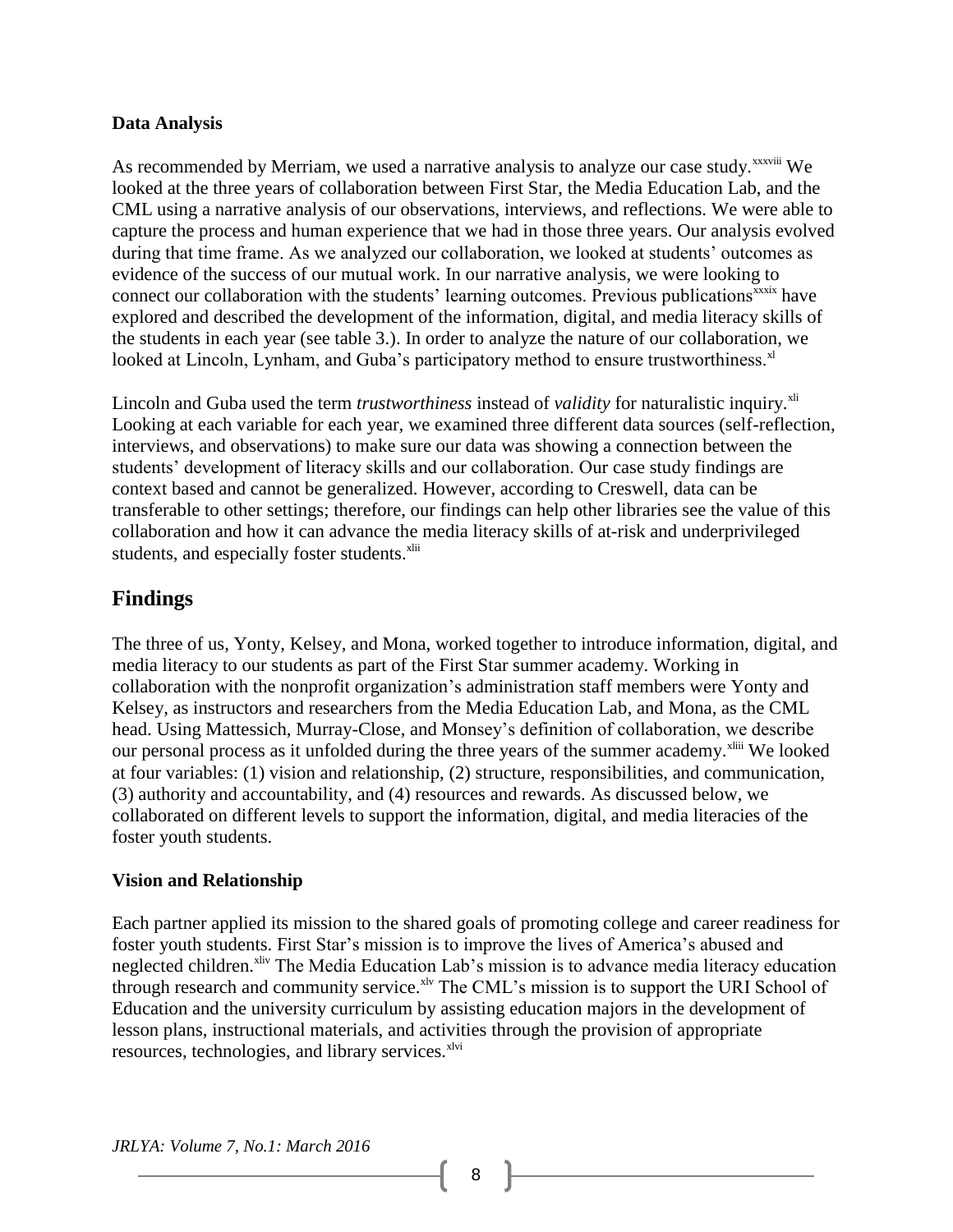### Data Analysis

As recommended by Merriam, we used a narrative analysis to analyze our case study.[xxxviii] We looked at the three years of collaboration between First Star, the Media Education Lab, and the CML using a narrative analysis of our observations, interviews, and reflections. We were able to capture the process and human experience that we had in those three years. Our analysis evolved during that time frame. As we analyzed our collaboration, we looked at students' outcomes as evidence of the success of our mutual work. In our narrative analysis, we were looking to connect our collaboration with the students' learning outcomes. Previous publications[xxxix] have explored and described the development of the information, digital, and media literacy skills of the students in each year (see table 3.). In order to analyze the nature of our collaboration, we looked at Lincoln, Lynham, and Guba's participatory method to ensure trustworthiness.[xl]

Lincoln and Guba used the term *trustworthiness* instead of *validity* for naturalistic inquiry.[xli] Looking at each variable for each year, we examined three different data sources (self-reflection, interviews, and observations) to make sure our data was showing a connection between the students' development of literacy skills and our collaboration. Our case study findings are context based and cannot be generalized. However, according to Creswell, data can be transferable to other settings; therefore, our findings can help other libraries see the value of this collaboration and how it can advance the media literacy skills of at-risk and underprivileged students, and especially foster students.[xlii]

## Findings

The three of us, Yonty, Kelsey, and Mona, worked together to introduce information, digital, and media literacy to our students as part of the First Star summer academy. Working in collaboration with the nonprofit organization's administration staff members were Yonty and Kelsey, as instructors and researchers from the Media Education Lab, and Mona, as the CML head. Using Mattessich, Murray-Close, and Monsey's definition of collaboration, we describe our personal process as it unfolded during the three years of the summer academy.[xliii] We looked at four variables: (1) vision and relationship, (2) structure, responsibilities, and communication, (3) authority and accountability, and (4) resources and rewards. As discussed below, we collaborated on different levels to support the information, digital, and media literacies of the foster youth students.

### Vision and Relationship

Each partner applied its mission to the shared goals of promoting college and career readiness for foster youth students. First Star's mission is to improve the lives of America's abused and neglected children.[xliv] The Media Education Lab's mission is to advance media literacy education through research and community service.[xlv] The CML's mission is to support the URI School of Education and the university curriculum by assisting education majors in the development of lesson plans, instructional materials, and activities through the provision of appropriate resources, technologies, and library services.[xlvi]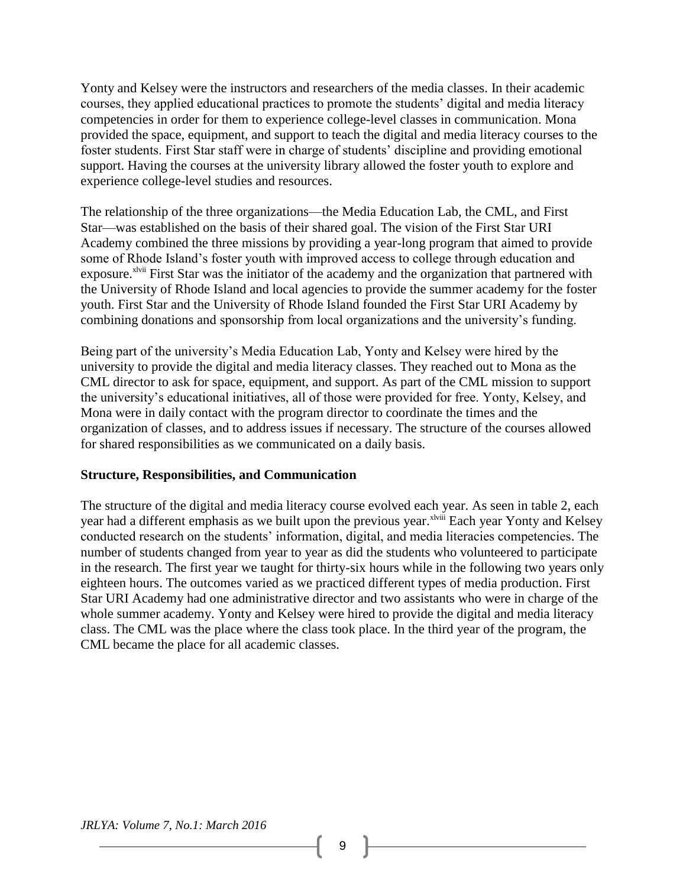Yonty and Kelsey were the instructors and researchers of the media classes. In their academic courses, they applied educational practices to promote the students' digital and media literacy competencies in order for them to experience college-level classes in communication. Mona provided the space, equipment, and support to teach the digital and media literacy courses to the foster students. First Star staff were in charge of students' discipline and providing emotional support. Having the courses at the university library allowed the foster youth to explore and experience college-level studies and resources.

The relationship of the three organizations—the Media Education Lab, the CML, and First Star—was established on the basis of their shared goal. The vision of the First Star URI Academy combined the three missions by providing a year-long program that aimed to provide some of Rhode Island's foster youth with improved access to college through education and exposure.[xlvii] First Star was the initiator of the academy and the organization that partnered with the University of Rhode Island and local agencies to provide the summer academy for the foster youth. First Star and the University of Rhode Island founded the First Star URI Academy by combining donations and sponsorship from local organizations and the university's funding.

Being part of the university's Media Education Lab, Yonty and Kelsey were hired by the university to provide the digital and media literacy classes. They reached out to Mona as the CML director to ask for space, equipment, and support. As part of the CML mission to support the university's educational initiatives, all of those were provided for free. Yonty, Kelsey, and Mona were in daily contact with the program director to coordinate the times and the organization of classes, and to address issues if necessary. The structure of the courses allowed for shared responsibilities as we communicated on a daily basis.

**Structure, Responsibilities, and Communication**

The structure of the digital and media literacy course evolved each year. As seen in table 2, each year had a different emphasis as we built upon the previous year.[xlviii] Each year Yonty and Kelsey conducted research on the students' information, digital, and media literacies competencies. The number of students changed from year to year as did the students who volunteered to participate in the research. The first year we taught for thirty-six hours while in the following two years only eighteen hours. The outcomes varied as we practiced different types of media production. First Star URI Academy had one administrative director and two assistants who were in charge of the whole summer academy. Yonty and Kelsey were hired to provide the digital and media literacy class. The CML was the place where the class took place. In the third year of the program, the CML became the place for all academic classes.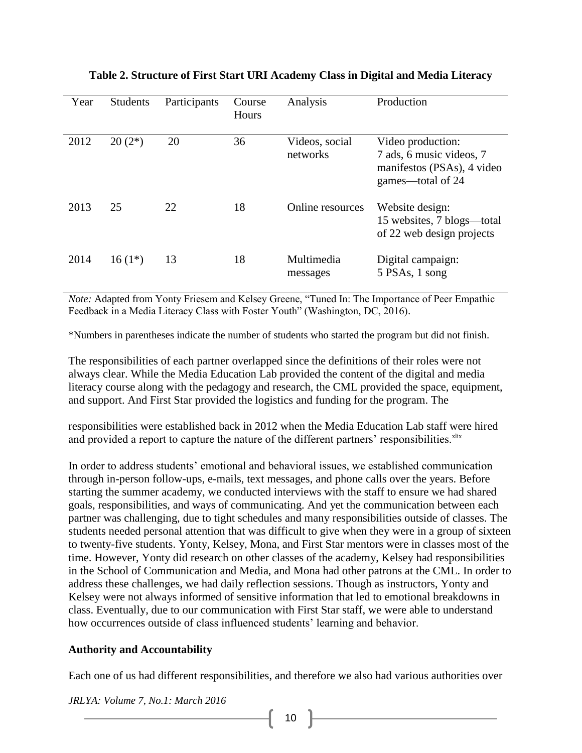**Table 2. Structure of First Start URI Academy Class in Digital and Media Literacy**

| Year | Students | Participants | Course Hours | Analysis | Production |
|---|---|---|---|---|---|
| 2012 | 20 (2*) | 20 | 36 | Videos, social networks | Video production: 7 ads, 6 music videos, 7 manifestos (PSAs), 4 video games—total of 24 |
| 2013 | 25 | 22 | 18 | Online resources | Website design: 15 websites, 7 blogs—total of 22 web design projects |
| 2014 | 16 (1*) | 13 | 18 | Multimedia messages | Digital campaign: 5 PSAs, 1 song |

*Note:* Adapted from Yonty Friesem and Kelsey Greene, "Tuned In: The Importance of Peer Empathic Feedback in a Media Literacy Class with Foster Youth" (Washington, DC, 2016).

*Numbers in parentheses indicate the number of students who started the program but did not finish.

The responsibilities of each partner overlapped since the definitions of their roles were not always clear. While the Media Education Lab provided the content of the digital and media literacy course along with the pedagogy and research, the CML provided the space, equipment, and support. And First Star provided the logistics and funding for the program. The responsibilities were established back in 2012 when the Media Education Lab staff were hired and provided a report to capture the nature of the different partners' responsibilities.[xlix]

In order to address students' emotional and behavioral issues, we established communication through in-person follow-ups, e-mails, text messages, and phone calls over the years. Before starting the summer academy, we conducted interviews with the staff to ensure we had shared goals, responsibilities, and ways of communicating. And yet the communication between each partner was challenging, due to tight schedules and many responsibilities outside of classes. The students needed personal attention that was difficult to give when they were in a group of sixteen to twenty-five students. Yonty, Kelsey, Mona, and First Star mentors were in classes most of the time. However, Yonty did research on other classes of the academy, Kelsey had responsibilities in the School of Communication and Media, and Mona had other patrons at the CML. In order to address these challenges, we had daily reflection sessions. Though as instructors, Yonty and Kelsey were not always informed of sensitive information that led to emotional breakdowns in class. Eventually, due to our communication with First Star staff, we were able to understand how occurrences outside of class influenced students' learning and behavior.

**Authority and Accountability**

Each one of us had different responsibilities, and therefore we also had various authorities over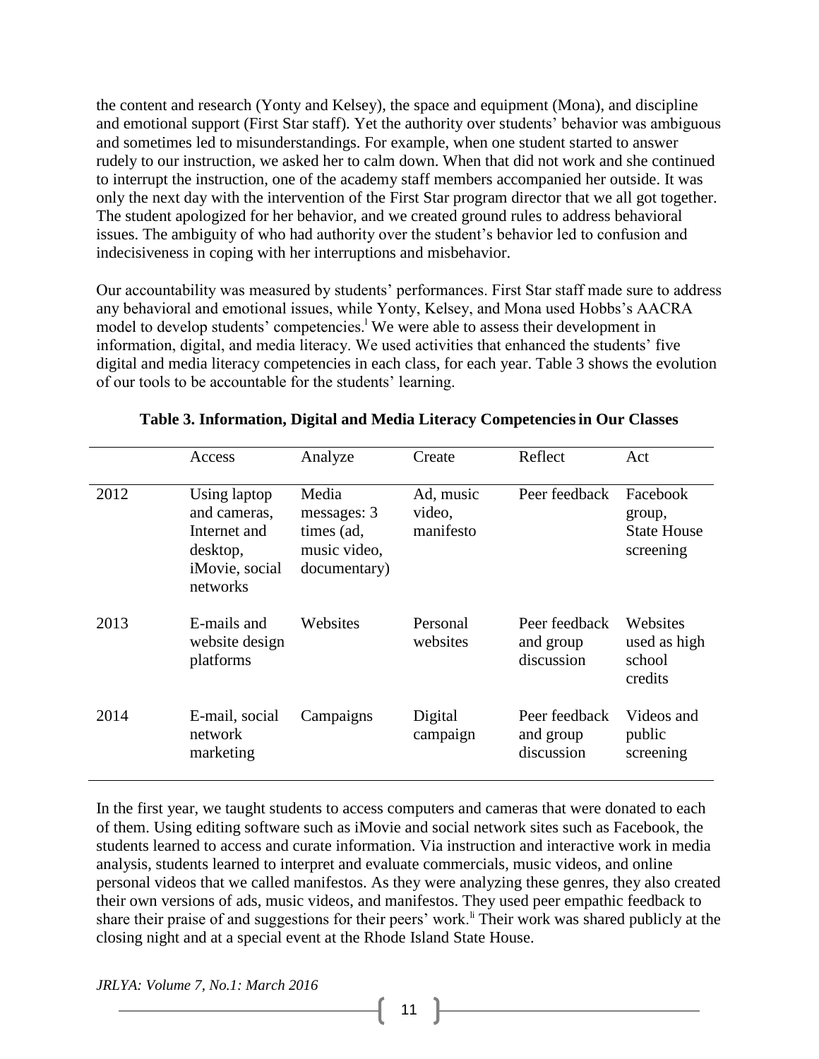the content and research (Yonty and Kelsey), the space and equipment (Mona), and discipline and emotional support (First Star staff). Yet the authority over students' behavior was ambiguous and sometimes led to misunderstandings. For example, when one student started to answer rudely to our instruction, we asked her to calm down. When that did not work and she continued to interrupt the instruction, one of the academy staff members accompanied her outside. It was only the next day with the intervention of the First Star program director that we all got together. The student apologized for her behavior, and we created ground rules to address behavioral issues. The ambiguity of who had authority over the student's behavior led to confusion and indecisiveness in coping with her interruptions and misbehavior.

Our accountability was measured by students' performances. First Star staff made sure to address any behavioral and emotional issues, while Yonty, Kelsey, and Mona used Hobbs's AACRA model to develop students' competencies.[l] We were able to assess their development in information, digital, and media literacy. We used activities that enhanced the students' five digital and media literacy competencies in each class, for each year. Table 3 shows the evolution of our tools to be accountable for the students' learning.

**Table 3. Information, Digital and Media Literacy Competencies in Our Classes**

| | Access | Analyze | Create | Reflect | Act |
|---|---|---|---|---|---|
| 2012 | Using laptop and cameras, Internet and desktop, iMovie, social networks | Media messages: 3 times (ad, music video, documentary) | Ad, music video, manifesto | Peer feedback | Facebook group, State House screening |
| 2013 | E-mails and website design platforms | Websites | Personal websites | Peer feedback and group discussion | Websites used as high school credits |
| 2014 | E-mail, social network marketing | Campaigns | Digital campaign | Peer feedback and group discussion | Videos and public screening |

In the first year, we taught students to access computers and cameras that were donated to each of them. Using editing software such as iMovie and social network sites such as Facebook, the students learned to access and curate information. Via instruction and interactive work in media analysis, students learned to interpret and evaluate commercials, music videos, and online personal videos that we called manifestos. As they were analyzing these genres, they also created their own versions of ads, music videos, and manifestos. They used peer empathic feedback to share their praise of and suggestions for their peers' work.[li] Their work was shared publicly at the closing night and at a special event at the Rhode Island State House.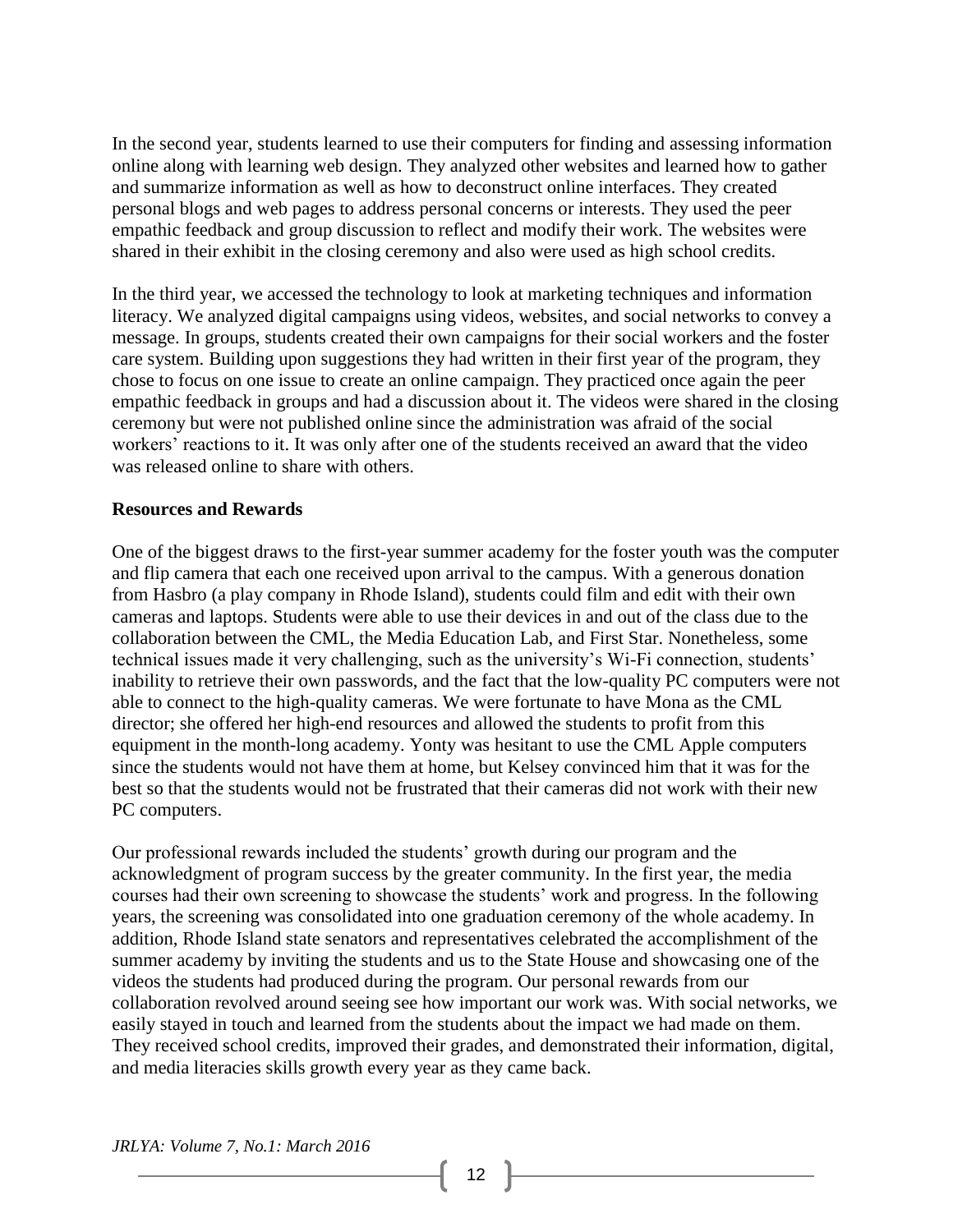In the second year, students learned to use their computers for finding and assessing information online along with learning web design. They analyzed other websites and learned how to gather and summarize information as well as how to deconstruct online interfaces. They created personal blogs and web pages to address personal concerns or interests. They used the peer empathic feedback and group discussion to reflect and modify their work. The websites were shared in their exhibit in the closing ceremony and also were used as high school credits.

In the third year, we accessed the technology to look at marketing techniques and information literacy. We analyzed digital campaigns using videos, websites, and social networks to convey a message. In groups, students created their own campaigns for their social workers and the foster care system. Building upon suggestions they had written in their first year of the program, they chose to focus on one issue to create an online campaign. They practiced once again the peer empathic feedback in groups and had a discussion about it. The videos were shared in the closing ceremony but were not published online since the administration was afraid of the social workers' reactions to it. It was only after one of the students received an award that the video was released online to share with others.

**Resources and Rewards**

One of the biggest draws to the first-year summer academy for the foster youth was the computer and flip camera that each one received upon arrival to the campus. With a generous donation from Hasbro (a play company in Rhode Island), students could film and edit with their own cameras and laptops. Students were able to use their devices in and out of the class due to the collaboration between the CML, the Media Education Lab, and First Star. Nonetheless, some technical issues made it very challenging, such as the university's Wi-Fi connection, students' inability to retrieve their own passwords, and the fact that the low-quality PC computers were not able to connect to the high-quality cameras. We were fortunate to have Mona as the CML director; she offered her high-end resources and allowed the students to profit from this equipment in the month-long academy. Yonty was hesitant to use the CML Apple computers since the students would not have them at home, but Kelsey convinced him that it was for the best so that the students would not be frustrated that their cameras did not work with their new PC computers.

Our professional rewards included the students' growth during our program and the acknowledgment of program success by the greater community. In the first year, the media courses had their own screening to showcase the students' work and progress. In the following years, the screening was consolidated into one graduation ceremony of the whole academy. In addition, Rhode Island state senators and representatives celebrated the accomplishment of the summer academy by inviting the students and us to the State House and showcasing one of the videos the students had produced during the program. Our personal rewards from our collaboration revolved around seeing see how important our work was. With social networks, we easily stayed in touch and learned from the students about the impact we had made on them. They received school credits, improved their grades, and demonstrated their information, digital, and media literacies skills growth every year as they came back.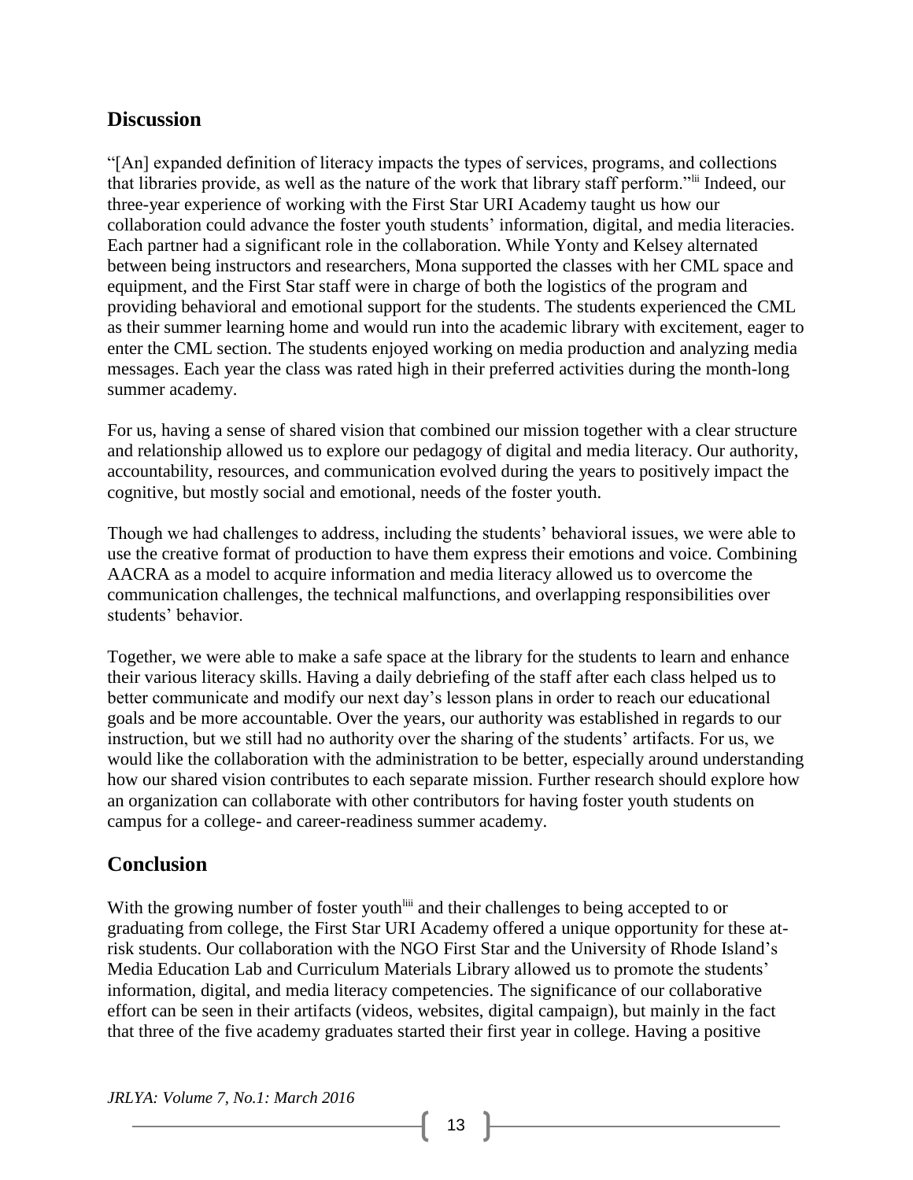## Discussion

"[An] expanded definition of literacy impacts the types of services, programs, and collections that libraries provide, as well as the nature of the work that library staff perform."[lii] Indeed, our three-year experience of working with the First Star URI Academy taught us how our collaboration could advance the foster youth students' information, digital, and media literacies. Each partner had a significant role in the collaboration. While Yonty and Kelsey alternated between being instructors and researchers, Mona supported the classes with her CML space and equipment, and the First Star staff were in charge of both the logistics of the program and providing behavioral and emotional support for the students. The students experienced the CML as their summer learning home and would run into the academic library with excitement, eager to enter the CML section. The students enjoyed working on media production and analyzing media messages. Each year the class was rated high in their preferred activities during the month-long summer academy.

For us, having a sense of shared vision that combined our mission together with a clear structure and relationship allowed us to explore our pedagogy of digital and media literacy. Our authority, accountability, resources, and communication evolved during the years to positively impact the cognitive, but mostly social and emotional, needs of the foster youth.

Though we had challenges to address, including the students' behavioral issues, we were able to use the creative format of production to have them express their emotions and voice. Combining AACRA as a model to acquire information and media literacy allowed us to overcome the communication challenges, the technical malfunctions, and overlapping responsibilities over students' behavior.

Together, we were able to make a safe space at the library for the students to learn and enhance their various literacy skills. Having a daily debriefing of the staff after each class helped us to better communicate and modify our next day's lesson plans in order to reach our educational goals and be more accountable. Over the years, our authority was established in regards to our instruction, but we still had no authority over the sharing of the students' artifacts. For us, we would like the collaboration with the administration to be better, especially around understanding how our shared vision contributes to each separate mission. Further research should explore how an organization can collaborate with other contributors for having foster youth students on campus for a college- and career-readiness summer academy.

## Conclusion

With the growing number of foster youth[liii] and their challenges to being accepted to or graduating from college, the First Star URI Academy offered a unique opportunity for these at-risk students. Our collaboration with the NGO First Star and the University of Rhode Island's Media Education Lab and Curriculum Materials Library allowed us to promote the students' information, digital, and media literacy competencies. The significance of our collaborative effort can be seen in their artifacts (videos, websites, digital campaign), but mainly in the fact that three of the five academy graduates started their first year in college. Having a positive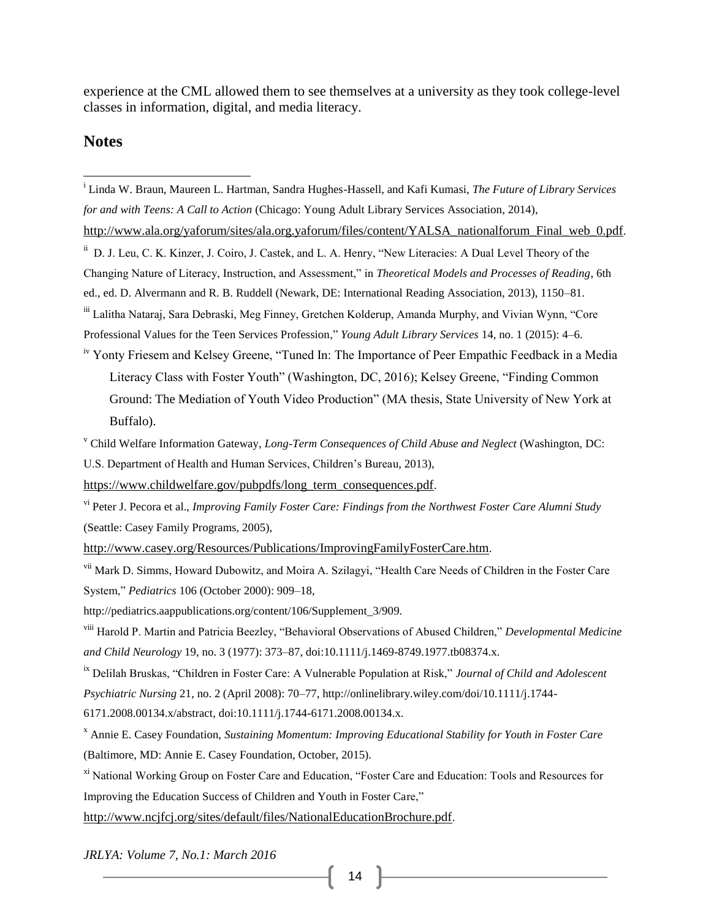experience at the CML allowed them to see themselves at a university as they took college-level classes in information, digital, and media literacy.

## Notes

[i] Linda W. Braun, Maureen L. Hartman, Sandra Hughes-Hassell, and Kafi Kumasi, *The Future of Library Services for and with Teens: A Call to Action* (Chicago: Young Adult Library Services Association, 2014), http://www.ala.org/yaforum/sites/ala.org.yaforum/files/content/YALSA_nationalforum_Final_web_0.pdf.

[ii] D. J. Leu, C. K. Kinzer, J. Coiro, J. Castek, and L. A. Henry, "New Literacies: A Dual Level Theory of the Changing Nature of Literacy, Instruction, and Assessment," in *Theoretical Models and Processes of Reading*, 6th ed., ed. D. Alvermann and R. B. Ruddell (Newark, DE: International Reading Association, 2013), 1150–81.

[iii] Lalitha Nataraj, Sara Debraski, Meg Finney, Gretchen Kolderup, Amanda Murphy, and Vivian Wynn, "Core Professional Values for the Teen Services Profession," *Young Adult Library Services* 14, no. 1 (2015): 4–6.

[iv] Yonty Friesem and Kelsey Greene, "Tuned In: The Importance of Peer Empathic Feedback in a Media Literacy Class with Foster Youth" (Washington, DC, 2016); Kelsey Greene, "Finding Common Ground: The Mediation of Youth Video Production" (MA thesis, State University of New York at Buffalo).

[v] Child Welfare Information Gateway, *Long-Term Consequences of Child Abuse and Neglect* (Washington, DC: U.S. Department of Health and Human Services, Children's Bureau, 2013), https://www.childwelfare.gov/pubpdfs/long_term_consequences.pdf.

[vi] Peter J. Pecora et al., *Improving Family Foster Care: Findings from the Northwest Foster Care Alumni Study* (Seattle: Casey Family Programs, 2005), http://www.casey.org/Resources/Publications/ImprovingFamilyFosterCare.htm.

[vii] Mark D. Simms, Howard Dubowitz, and Moira A. Szilagyi, "Health Care Needs of Children in the Foster Care System," *Pediatrics* 106 (October 2000): 909–18, http://pediatrics.aappublications.org/content/106/Supplement_3/909.

[viii] Harold P. Martin and Patricia Beezley, "Behavioral Observations of Abused Children," *Developmental Medicine and Child Neurology* 19, no. 3 (1977): 373–87, doi:10.1111/j.1469-8749.1977.tb08374.x.

[ix] Delilah Bruskas, "Children in Foster Care: A Vulnerable Population at Risk," *Journal of Child and Adolescent Psychiatric Nursing* 21, no. 2 (April 2008): 70–77, http://onlinelibrary.wiley.com/doi/10.1111/j.1744-6171.2008.00134.x/abstract, doi:10.1111/j.1744-6171.2008.00134.x.

[x] Annie E. Casey Foundation, *Sustaining Momentum: Improving Educational Stability for Youth in Foster Care* (Baltimore, MD: Annie E. Casey Foundation, October, 2015).

[xi] National Working Group on Foster Care and Education, "Foster Care and Education: Tools and Resources for Improving the Education Success of Children and Youth in Foster Care," http://www.ncjfcj.org/sites/default/files/NationalEducationBrochure.pdf.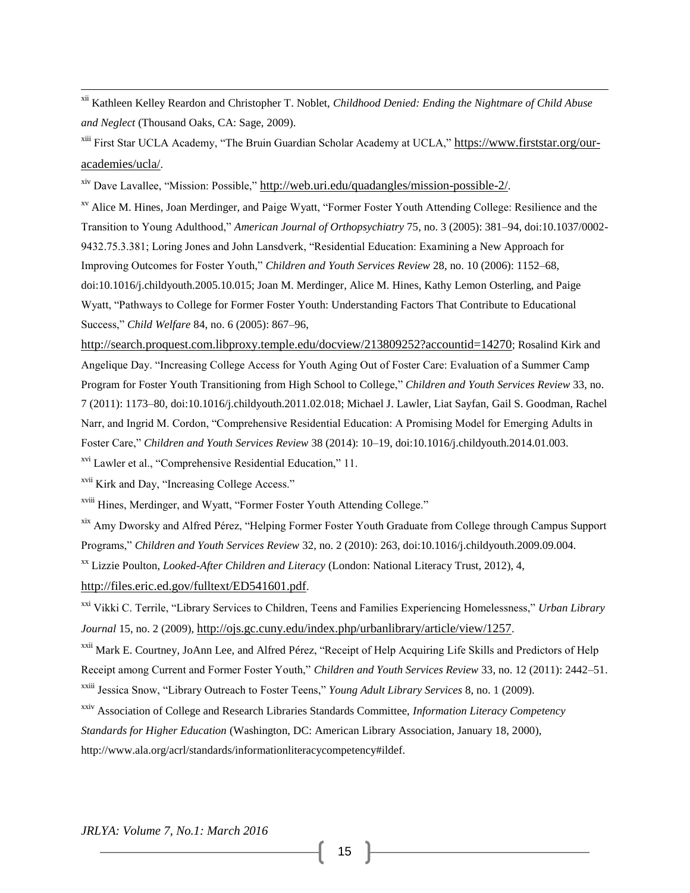[xii] Kathleen Kelley Reardon and Christopher T. Noblet, *Childhood Denied: Ending the Nightmare of Child Abuse and Neglect* (Thousand Oaks, CA: Sage, 2009).

[xiii] First Star UCLA Academy, "The Bruin Guardian Scholar Academy at UCLA," https://www.firststar.org/our-academies/ucla/.

[xiv] Dave Lavallee, "Mission: Possible," http://web.uri.edu/quadangles/mission-possible-2/.

[xv] Alice M. Hines, Joan Merdinger, and Paige Wyatt, "Former Foster Youth Attending College: Resilience and the Transition to Young Adulthood," *American Journal of Orthopsychiatry* 75, no. 3 (2005): 381–94, doi:10.1037/0002-9432.75.3.381; Loring Jones and John Lansdverk, "Residential Education: Examining a New Approach for Improving Outcomes for Foster Youth," *Children and Youth Services Review* 28, no. 10 (2006): 1152–68, doi:10.1016/j.childyouth.2005.10.015; Joan M. Merdinger, Alice M. Hines, Kathy Lemon Osterling, and Paige Wyatt, "Pathways to College for Former Foster Youth: Understanding Factors That Contribute to Educational Success," *Child Welfare* 84, no. 6 (2005): 867–96, http://search.proquest.com.libproxy.temple.edu/docview/213809252?accountid=14270; Rosalind Kirk and Angelique Day. "Increasing College Access for Youth Aging Out of Foster Care: Evaluation of a Summer Camp Program for Foster Youth Transitioning from High School to College," *Children and Youth Services Review* 33, no. 7 (2011): 1173–80, doi:10.1016/j.childyouth.2011.02.018; Michael J. Lawler, Liat Sayfan, Gail S. Goodman, Rachel Narr, and Ingrid M. Cordon, "Comprehensive Residential Education: A Promising Model for Emerging Adults in Foster Care," *Children and Youth Services Review* 38 (2014): 10–19, doi:10.1016/j.childyouth.2014.01.003.

[xvi] Lawler et al., "Comprehensive Residential Education," 11.

[xvii] Kirk and Day, "Increasing College Access."

[xviii] Hines, Merdinger, and Wyatt, "Former Foster Youth Attending College."

[xix] Amy Dworsky and Alfred Pérez, "Helping Former Foster Youth Graduate from College through Campus Support Programs," *Children and Youth Services Review* 32, no. 2 (2010): 263, doi:10.1016/j.childyouth.2009.09.004.

[xx] Lizzie Poulton, *Looked-After Children and Literacy* (London: National Literacy Trust, 2012), 4, http://files.eric.ed.gov/fulltext/ED541601.pdf.

[xxi] Vikki C. Terrile, "Library Services to Children, Teens and Families Experiencing Homelessness," *Urban Library Journal* 15, no. 2 (2009), http://ojs.gc.cuny.edu/index.php/urbanlibrary/article/view/1257.

[xxii] Mark E. Courtney, JoAnn Lee, and Alfred Pérez, "Receipt of Help Acquiring Life Skills and Predictors of Help Receipt among Current and Former Foster Youth," *Children and Youth Services Review* 33, no. 12 (2011): 2442–51.

[xxiii] Jessica Snow, "Library Outreach to Foster Teens," *Young Adult Library Services* 8, no. 1 (2009).

[xxiv] Association of College and Research Libraries Standards Committee, *Information Literacy Competency Standards for Higher Education* (Washington, DC: American Library Association, January 18, 2000), http://www.ala.org/acrl/standards/informationliteracycompetency#ildef.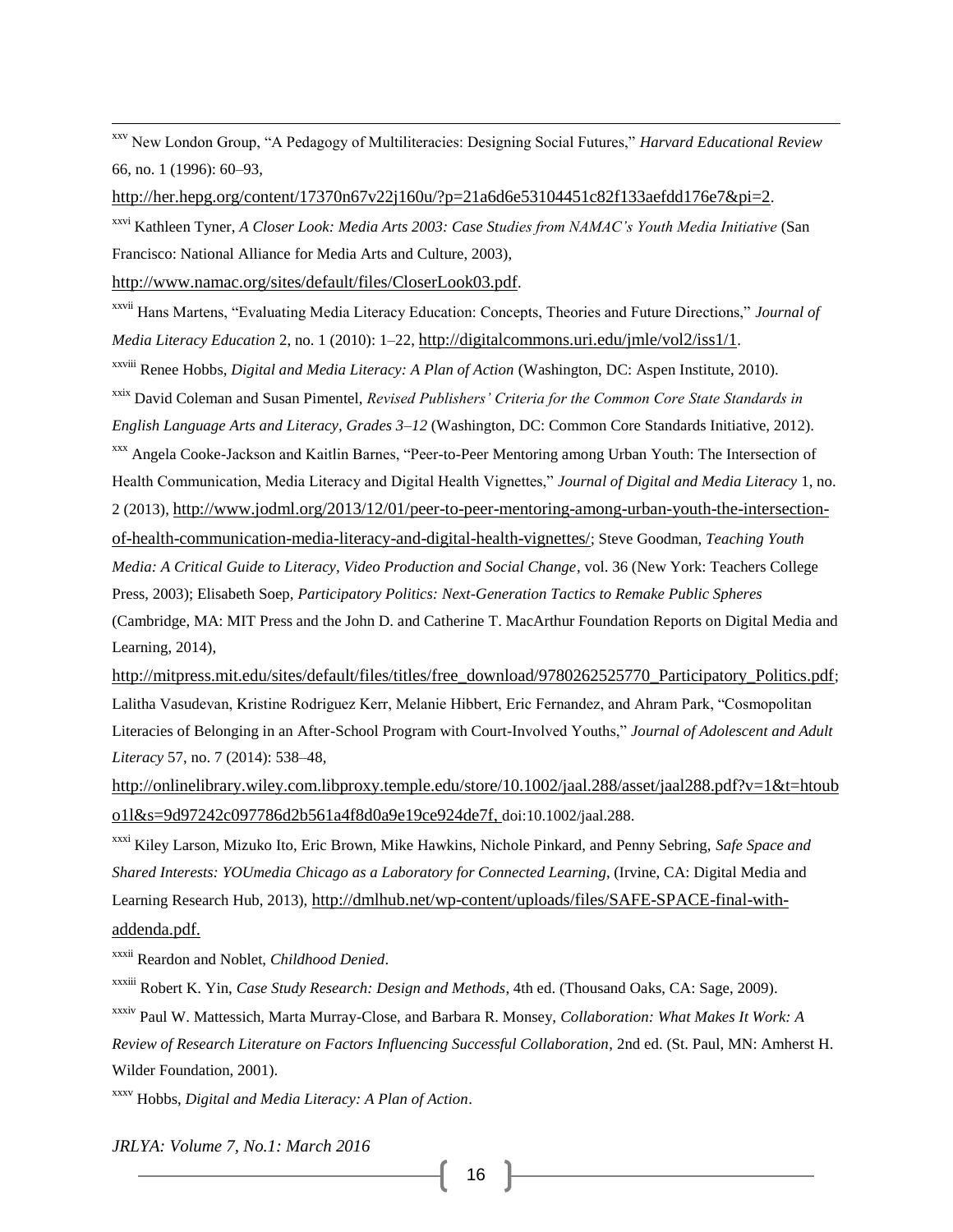[xxv] New London Group, "A Pedagogy of Multiliteracies: Designing Social Futures," *Harvard Educational Review* 66, no. 1 (1996): 60–93, http://her.hepg.org/content/17370n67v22j160u/?p=21a6d6e53104451c82f133aefdd176e7&pi=2.

[xxvi] Kathleen Tyner, *A Closer Look: Media Arts 2003: Case Studies from NAMAC's Youth Media Initiative* (San Francisco: National Alliance for Media Arts and Culture, 2003), http://www.namac.org/sites/default/files/CloserLook03.pdf.

[xxvii] Hans Martens, "Evaluating Media Literacy Education: Concepts, Theories and Future Directions," *Journal of Media Literacy Education* 2, no. 1 (2010): 1–22, http://digitalcommons.uri.edu/jmle/vol2/iss1/1.

[xxviii] Renee Hobbs, *Digital and Media Literacy: A Plan of Action* (Washington, DC: Aspen Institute, 2010).

[xxix] David Coleman and Susan Pimentel, *Revised Publishers' Criteria for the Common Core State Standards in English Language Arts and Literacy, Grades 3–12* (Washington, DC: Common Core Standards Initiative, 2012).

[xxx] Angela Cooke-Jackson and Kaitlin Barnes, "Peer-to-Peer Mentoring among Urban Youth: The Intersection of Health Communication, Media Literacy and Digital Health Vignettes," *Journal of Digital and Media Literacy* 1, no. 2 (2013), http://www.jodml.org/2013/12/01/peer-to-peer-mentoring-among-urban-youth-the-intersection-of-health-communication-media-literacy-and-digital-health-vignettes/; Steve Goodman, *Teaching Youth Media: A Critical Guide to Literacy, Video Production and Social Change*, vol. 36 (New York: Teachers College Press, 2003); Elisabeth Soep, *Participatory Politics: Next-Generation Tactics to Remake Public Spheres* (Cambridge, MA: MIT Press and the John D. and Catherine T. MacArthur Foundation Reports on Digital Media and Learning, 2014), http://mitpress.mit.edu/sites/default/files/titles/free_download/9780262525770_Participatory_Politics.pdf; Lalitha Vasudevan, Kristine Rodriguez Kerr, Melanie Hibbert, Eric Fernandez, and Ahram Park, "Cosmopolitan Literacies of Belonging in an After-School Program with Court-Involved Youths," *Journal of Adolescent and Adult Literacy* 57, no. 7 (2014): 538–48, http://onlinelibrary.wiley.com.libproxy.temple.edu/store/10.1002/jaal.288/asset/jaal288.pdf?v=1&t=htoubo1l&s=9d97242c097786d2b561a4f8d0a9e19ce924de7f, doi:10.1002/jaal.288.

[xxxi] Kiley Larson, Mizuko Ito, Eric Brown, Mike Hawkins, Nichole Pinkard, and Penny Sebring, *Safe Space and Shared Interests: YOUmedia Chicago as a Laboratory for Connected Learning*, (Irvine, CA: Digital Media and Learning Research Hub, 2013), http://dmlhub.net/wp-content/uploads/files/SAFE-SPACE-final-with-addenda.pdf.

[xxxii] Reardon and Noblet, *Childhood Denied*.

[xxxiii] Robert K. Yin, *Case Study Research: Design and Methods*, 4th ed. (Thousand Oaks, CA: Sage, 2009).

[xxxiv] Paul W. Mattessich, Marta Murray-Close, and Barbara R. Monsey, *Collaboration: What Makes It Work: A Review of Research Literature on Factors Influencing Successful Collaboration*, 2nd ed. (St. Paul, MN: Amherst H. Wilder Foundation, 2001).

[xxxv] Hobbs, *Digital and Media Literacy: A Plan of Action*.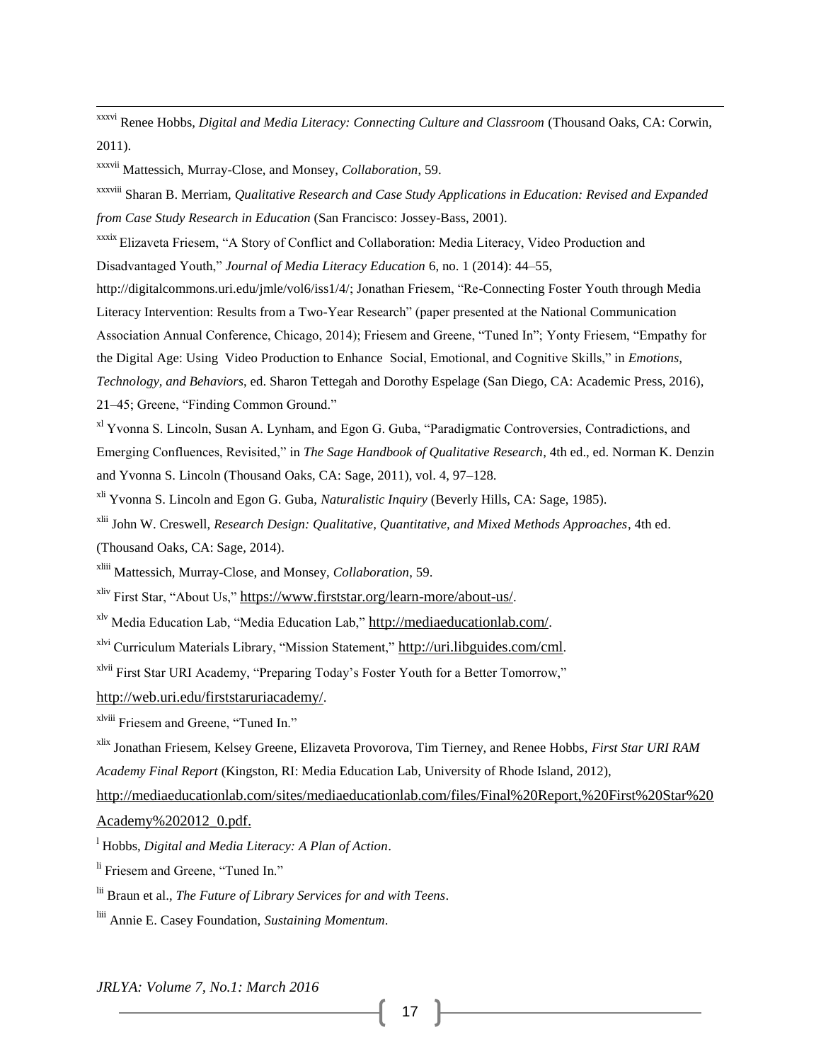[xxxvi] Renee Hobbs, *Digital and Media Literacy: Connecting Culture and Classroom* (Thousand Oaks, CA: Corwin, 2011).

[xxxvii] Mattessich, Murray-Close, and Monsey, *Collaboration*, 59.

[xxxviii] Sharan B. Merriam, *Qualitative Research and Case Study Applications in Education: Revised and Expanded from Case Study Research in Education* (San Francisco: Jossey-Bass, 2001).

[xxxix] Elizaveta Friesem, "A Story of Conflict and Collaboration: Media Literacy, Video Production and Disadvantaged Youth," *Journal of Media Literacy Education* 6, no. 1 (2014): 44–55, http://digitalcommons.uri.edu/jmle/vol6/iss1/4/; Jonathan Friesem, "Re-Connecting Foster Youth through Media Literacy Intervention: Results from a Two-Year Research" (paper presented at the National Communication Association Annual Conference, Chicago, 2014); Friesem and Greene, "Tuned In"; Yonty Friesem, "Empathy for the Digital Age: Using Video Production to Enhance Social, Emotional, and Cognitive Skills," in *Emotions, Technology, and Behaviors*, ed. Sharon Tettegah and Dorothy Espelage (San Diego, CA: Academic Press, 2016), 21–45; Greene, "Finding Common Ground."

[xl] Yvonna S. Lincoln, Susan A. Lynham, and Egon G. Guba, "Paradigmatic Controversies, Contradictions, and Emerging Confluences, Revisited," in *The Sage Handbook of Qualitative Research*, 4th ed., ed. Norman K. Denzin and Yvonna S. Lincoln (Thousand Oaks, CA: Sage, 2011), vol. 4, 97–128.

[xli] Yvonna S. Lincoln and Egon G. Guba, *Naturalistic Inquiry* (Beverly Hills, CA: Sage, 1985).

[xlii] John W. Creswell, *Research Design: Qualitative, Quantitative, and Mixed Methods Approaches*, 4th ed. (Thousand Oaks, CA: Sage, 2014).

[xliii] Mattessich, Murray-Close, and Monsey, *Collaboration*, 59.

[xliv] First Star, "About Us," https://www.firststar.org/learn-more/about-us/.

[xlv] Media Education Lab, "Media Education Lab," http://mediaeducationlab.com/.

[xlvi] Curriculum Materials Library, "Mission Statement," http://uri.libguides.com/cml.

[xlvii] First Star URI Academy, "Preparing Today's Foster Youth for a Better Tomorrow," http://web.uri.edu/firststaruriacademy/.

[xlviii] Friesem and Greene, "Tuned In."

[xlix] Jonathan Friesem, Kelsey Greene, Elizaveta Provorova, Tim Tierney, and Renee Hobbs, *First Star URI RAM Academy Final Report* (Kingston, RI: Media Education Lab, University of Rhode Island, 2012), http://mediaeducationlab.com/sites/mediaeducationlab.com/files/Final%20Report,%20First%20Star%20Academy%202012_0.pdf.

[l] Hobbs, *Digital and Media Literacy: A Plan of Action*.

[li] Friesem and Greene, "Tuned In."

[lii] Braun et al., *The Future of Library Services for and with Teens*.

[liii] Annie E. Casey Foundation, *Sustaining Momentum*.